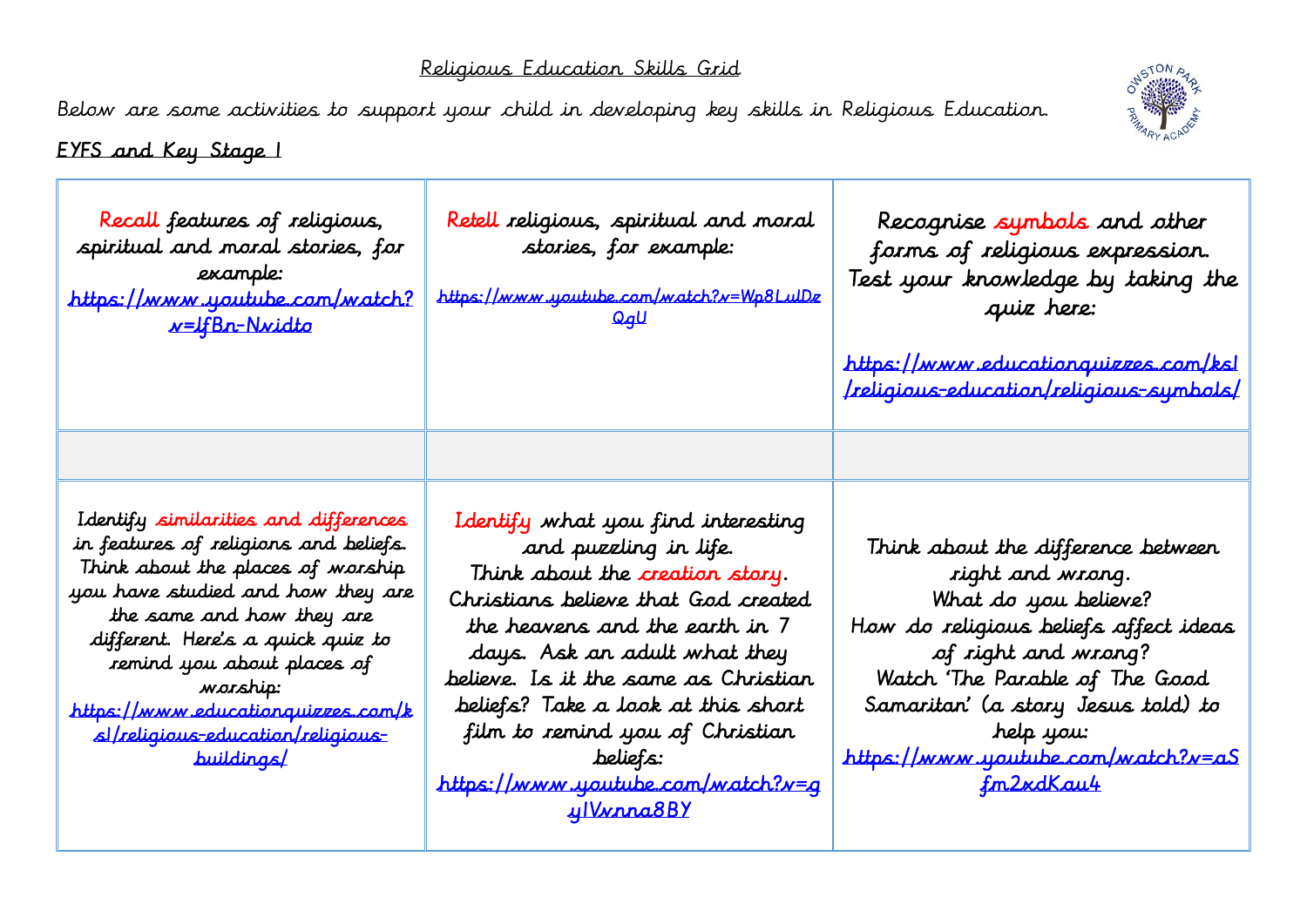# Religious Education Skills Grid

Below are some activities to support your child in developing key skills in Religious Education.

## EYFS and Key Stage 1

| | | |
|---|---|---|
| Recall features of religious, spiritual and moral stories, for example: https://www.youtube.com/watch?v=lfBn-Nvidto | Retell religious, spiritual and moral stories, for example: https://www.youtube.com/watch?v=Wp8LulDzQgU | Recognise symbols and other forms of religious expression. Test your knowledge by taking the quiz here: https://www.educationquizzes.com/ks1/religious-education/religious-symbols/ |
| | | |
| Identify similarities and differences in features of religions and beliefs. Think about the places of worship you have studied and how they are the same and how they are different. Here's a quick quiz to remind you about places of worship: https://www.educationquizzes.com/ks1/religious-education/religious-buildings/ | Identify what you find interesting and puzzling in life. Think about the creation story. Christians believe that God created the heavens and the earth in 7 days. Ask an adult what they believe. Is it the same as Christian beliefs? Take a look at this short film to remind you of Christian beliefs: https://www.youtube.com/watch?v=gy1Vvnna8BY | Think about the difference between right and wrong. What do you believe? How do religious beliefs affect ideas of right and wrong? Watch 'The Parable of The Good Samaritan' (a story Jesus told) to help you: https://www.youtube.com/watch?v=aSfm2xdKau4 |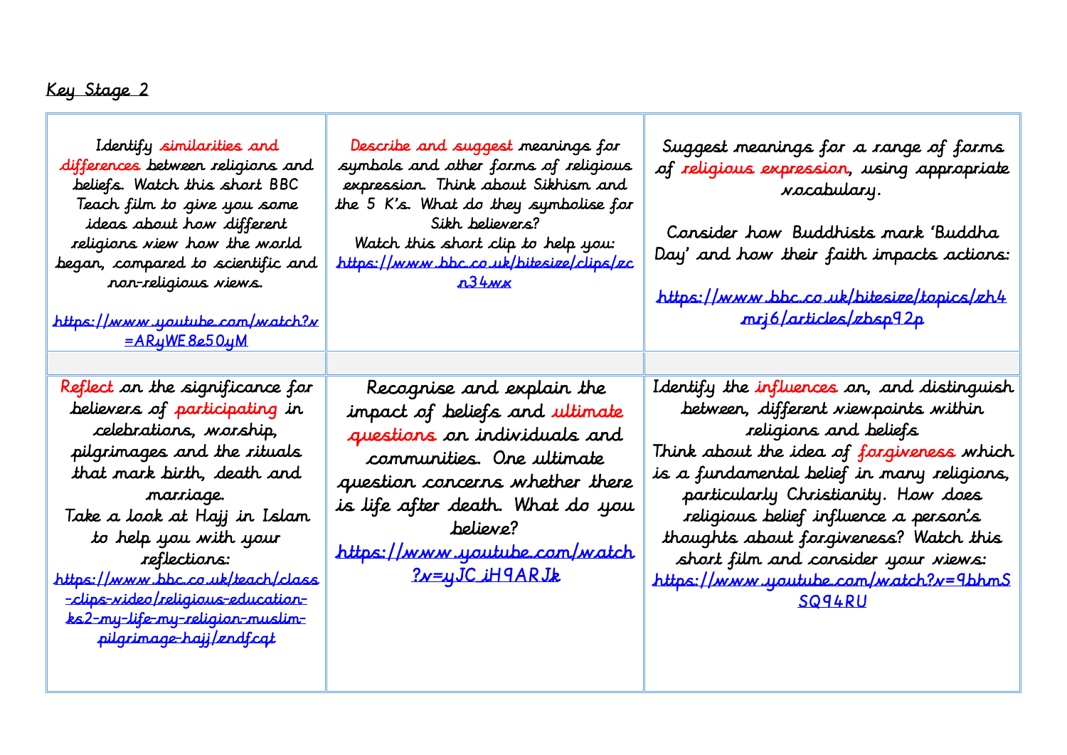Key Stage 2

| | | |
|---|---|---|
| Identify similarities and differences between religions and beliefs. Watch this short BBC Teach film to give you some ideas about how different religions view how the world began, compared to scientific and non-religious views. <br><br> https://www.youtube.com/watch?v=ARyWE8e50yM | Describe and suggest meanings for symbols and other forms of religious expression. Think about Sikhism and the 5 K's. What do they symbolise for Sikh believers? <br> Watch this short clip to help you: https://www.bbc.co.uk/bitesize/clips/zcn34wx | Suggest meanings for a range of forms of religious expression, using appropriate vocabulary. <br><br> Consider how Buddhists mark 'Buddha Day' and how their faith impacts actions: <br><br> https://www.bbc.co.uk/bitesize/topics/zh4mrj6/articles/zbsp92p |
| | | |
| Reflect on the significance for believers of participating in celebrations, worship, pilgrimages and the rituals that mark birth, death and marriage. <br> Take a look at Hajj in Islam to help you with your reflections: <br> https://www.bbc.co.uk/teach/class-clips-video/religious-education-ks2-my-life-my-religion-muslim-pilgrimage-hajj/zndfcqt | Recognise and explain the impact of beliefs and ultimate questions on individuals and communities. One ultimate question concerns whether there is life after death. What do you believe? <br> https://www.youtube.com/watch?v=yJC_iH9ARJk | Identify the influences on, and distinguish between, different viewpoints within religions and beliefs <br> Think about the idea of forgiveness which is a fundamental belief in many religions, particularly Christianity. How does religious belief influence a person's thoughts about forgiveness? Watch this short film and consider your views: <br> https://www.youtube.com/watch?v=9bhmSSQ94RU |